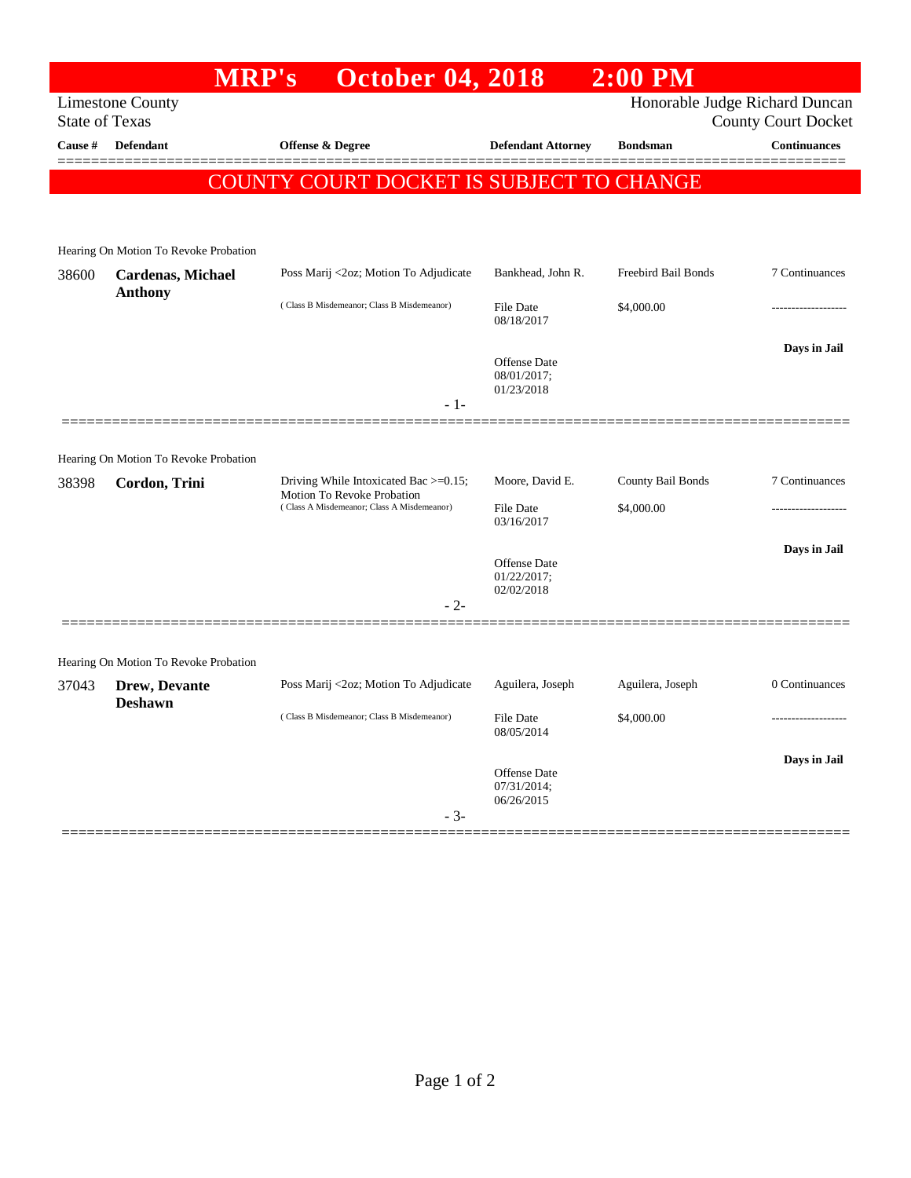# MRP's October 04, 2018 2:00 PM

Limestone County
State of Texas

Honorable Judge Richard Duncan
County Court Docket

| Cause # | Defendant | Offense & Degree | Defendant Attorney | Bondsman | Continuances |
|---|---|---|---|---|---|

**COUNTY COURT DOCKET IS SUBJECT TO CHANGE**

Hearing On Motion To Revoke Probation

| Cause # | Defendant | Offense & Degree | Defendant Attorney | Bondsman | Continuances |
|---|---|---|---|---|---|
| 38600 | **Cardenas, Michael Anthony** | Poss Marij <2oz; Motion To Adjudicate | Bankhead, John R. | Freebird Bail Bonds | 7 Continuances |
| | | ( Class B Misdemeanor; Class B Misdemeanor) | File Date 08/18/2017 | $4,000.00 | ------------------- |
| | | | Offense Date 08/01/2017; 01/23/2018 | | **Days in Jail** |

- 1-

Hearing On Motion To Revoke Probation

| Cause # | Defendant | Offense & Degree | Defendant Attorney | Bondsman | Continuances |
|---|---|---|---|---|---|
| 38398 | **Cordon, Trini** | Driving While Intoxicated Bac >=0.15; Motion To Revoke Probation | Moore, David E. | County Bail Bonds | 7 Continuances |
| | | ( Class A Misdemeanor; Class A Misdemeanor) | File Date 03/16/2017 | $4,000.00 | ------------------- |
| | | | Offense Date 01/22/2017; 02/02/2018 | | **Days in Jail** |

- 2-

Hearing On Motion To Revoke Probation

| Cause # | Defendant | Offense & Degree | Defendant Attorney | Bondsman | Continuances |
|---|---|---|---|---|---|
| 37043 | **Drew, Devante Deshawn** | Poss Marij <2oz; Motion To Adjudicate | Aguilera, Joseph | Aguilera, Joseph | 0 Continuances |
| | | ( Class B Misdemeanor; Class B Misdemeanor) | File Date 08/05/2014 | $4,000.00 | ------------------- |
| | | | Offense Date 07/31/2014; 06/26/2015 | | **Days in Jail** |

- 3-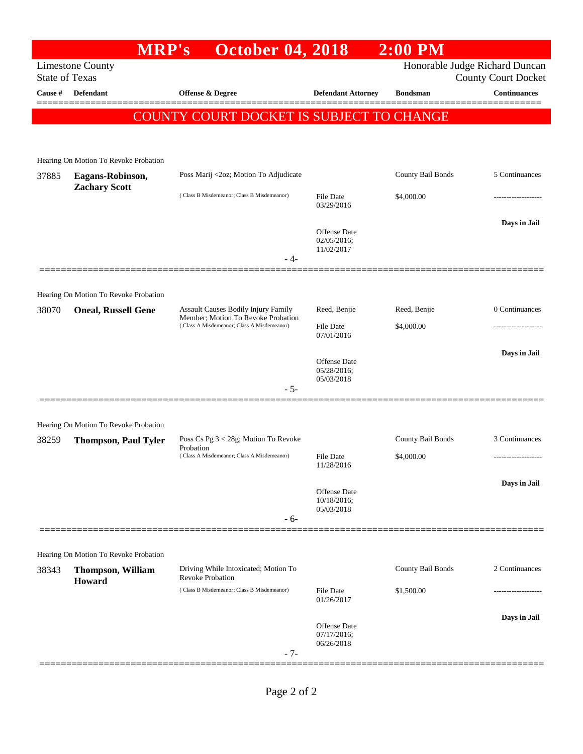# MRP's October 04, 2018 2:00 PM

Limestone County
State of Texas

Honorable Judge Richard Duncan
County Court Docket

| Cause # | Defendant | Offense & Degree | Defendant Attorney | Bondsman | Continuances |
|---|---|---|---|---|---|

## COUNTY COURT DOCKET IS SUBJECT TO CHANGE

Hearing On Motion To Revoke Probation

| Cause # | Defendant | Offense & Degree | Defendant Attorney | Bondsman | Continuances |
|---|---|---|---|---|---|
| 37885 | **Eagans-Robinson, Zachary Scott** | Poss Marij <2oz; Motion To Adjudicate ( Class B Misdemeanor; Class B Misdemeanor) | File Date 03/29/2016; Offense Date 02/05/2016; 11/02/2017 | County Bail Bonds $4,000.00 | 5 Continuances; Days in Jail |

- 4-

Hearing On Motion To Revoke Probation

| Cause # | Defendant | Offense & Degree | Defendant Attorney | Bondsman | Continuances |
|---|---|---|---|---|---|
| 38070 | **Oneal, Russell Gene** | Assault Causes Bodily Injury Family Member; Motion To Revoke Probation ( Class A Misdemeanor; Class A Misdemeanor) | Reed, Benjie; File Date 07/01/2016; Offense Date 05/28/2016; 05/03/2018 | Reed, Benjie $4,000.00 | 0 Continuances; Days in Jail |

- 5-

Hearing On Motion To Revoke Probation

| Cause # | Defendant | Offense & Degree | Defendant Attorney | Bondsman | Continuances |
|---|---|---|---|---|---|
| 38259 | **Thompson, Paul Tyler** | Poss Cs Pg 3 < 28g; Motion To Revoke Probation ( Class A Misdemeanor; Class A Misdemeanor) | File Date 11/28/2016; Offense Date 10/18/2016; 05/03/2018 | County Bail Bonds $4,000.00 | 3 Continuances; Days in Jail |

- 6-

Hearing On Motion To Revoke Probation

| Cause # | Defendant | Offense & Degree | Defendant Attorney | Bondsman | Continuances |
|---|---|---|---|---|---|
| 38343 | **Thompson, William Howard** | Driving While Intoxicated; Motion To Revoke Probation ( Class B Misdemeanor; Class B Misdemeanor) | File Date 01/26/2017; Offense Date 07/17/2016; 06/26/2018 | County Bail Bonds $1,500.00 | 2 Continuances; Days in Jail |

- 7-